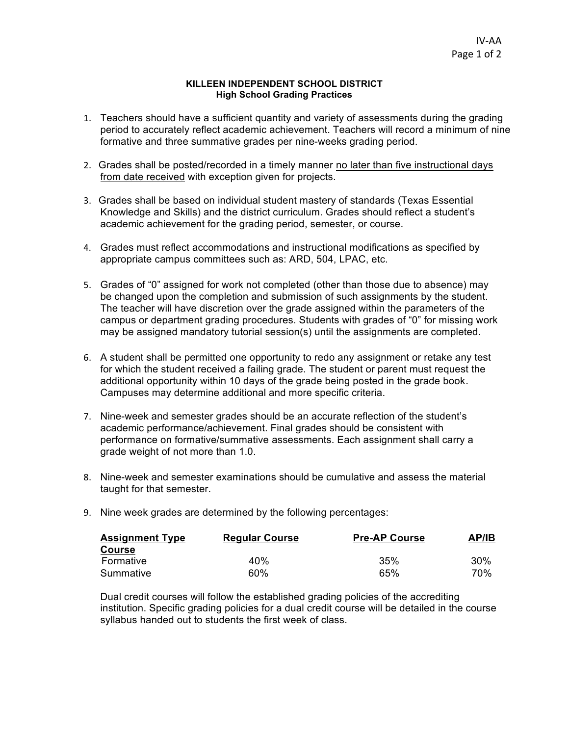**KILLEEN INDEPENDENT SCHOOL DISTRICT**
**High School Grading Practices**

1. Teachers should have a sufficient quantity and variety of assessments during the grading period to accurately reflect academic achievement. Teachers will record a minimum of nine formative and three summative grades per nine-weeks grading period.

2. Grades shall be posted/recorded in a timely manner no later than five instructional days from date received with exception given for projects.

3. Grades shall be based on individual student mastery of standards (Texas Essential Knowledge and Skills) and the district curriculum. Grades should reflect a student's academic achievement for the grading period, semester, or course.

4. Grades must reflect accommodations and instructional modifications as specified by appropriate campus committees such as: ARD, 504, LPAC, etc.

5. Grades of "0" assigned for work not completed (other than those due to absence) may be changed upon the completion and submission of such assignments by the student. The teacher will have discretion over the grade assigned within the parameters of the campus or department grading procedures. Students with grades of "0" for missing work may be assigned mandatory tutorial session(s) until the assignments are completed.

6. A student shall be permitted one opportunity to redo any assignment or retake any test for which the student received a failing grade. The student or parent must request the additional opportunity within 10 days of the grade being posted in the grade book. Campuses may determine additional and more specific criteria.

7. Nine-week and semester grades should be an accurate reflection of the student's academic performance/achievement. Final grades should be consistent with performance on formative/summative assessments. Each assignment shall carry a grade weight of not more than 1.0.

8. Nine-week and semester examinations should be cumulative and assess the material taught for that semester.

9. Nine week grades are determined by the following percentages:

| **Assignment Type Course** | **Regular Course** | **Pre-AP Course** | **AP/IB** |
|---|---|---|---|
| Formative | 40% | 35% | 30% |
| Summative | 60% | 65% | 70% |

   Dual credit courses will follow the established grading policies of the accrediting institution. Specific grading policies for a dual credit course will be detailed in the course syllabus handed out to students the first week of class.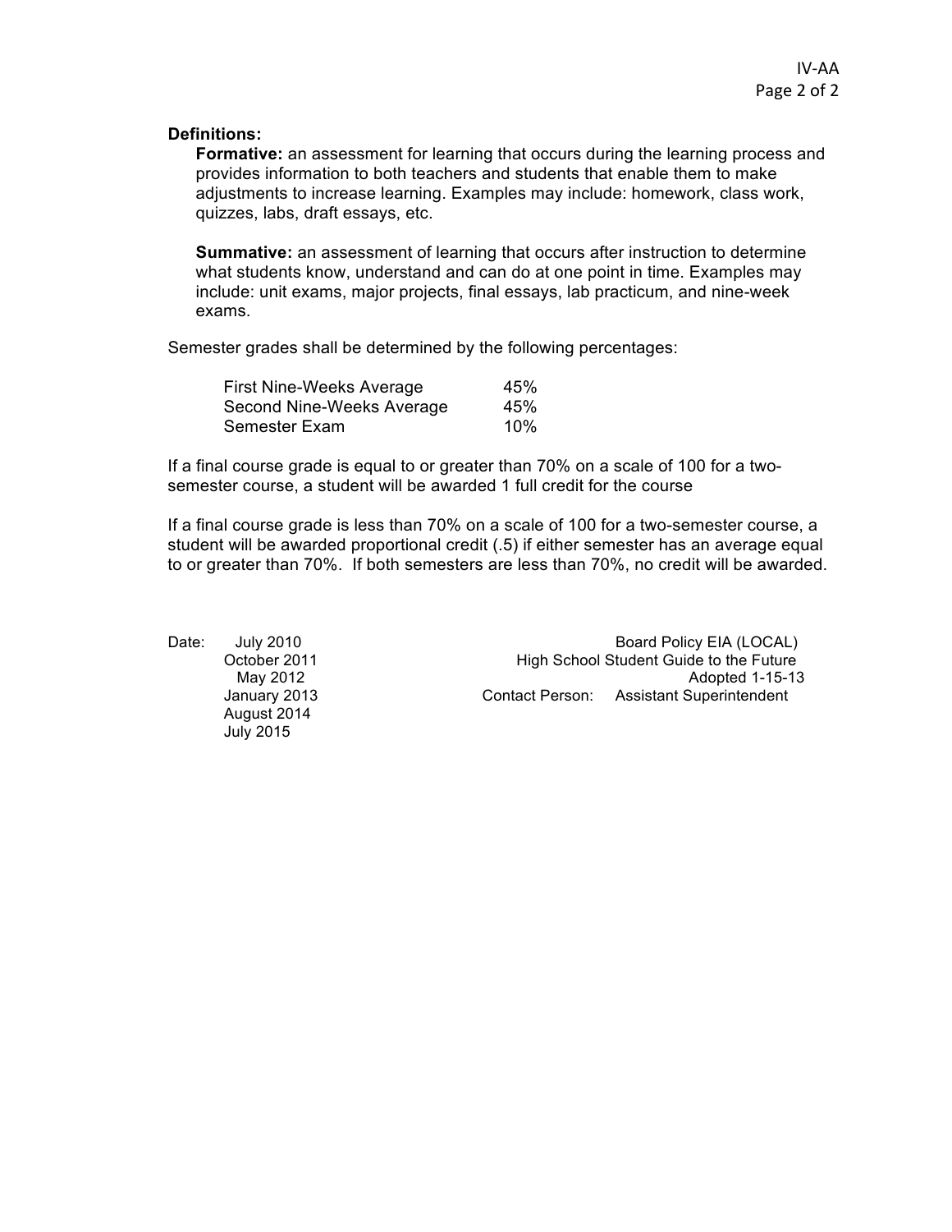**Definitions:**

**Formative:** an assessment for learning that occurs during the learning process and provides information to both teachers and students that enable them to make adjustments to increase learning. Examples may include: homework, class work, quizzes, labs, draft essays, etc.

**Summative:** an assessment of learning that occurs after instruction to determine what students know, understand and can do at one point in time. Examples may include: unit exams, major projects, final essays, lab practicum, and nine-week exams.

Semester grades shall be determined by the following percentages:

| | |
|---|---|
| First Nine-Weeks Average | 45% |
| Second Nine-Weeks Average | 45% |
| Semester Exam | 10% |

If a final course grade is equal to or greater than 70% on a scale of 100 for a two-semester course, a student will be awarded 1 full credit for the course

If a final course grade is less than 70% on a scale of 100 for a two-semester course, a student will be awarded proportional credit (.5) if either semester has an average equal to or greater than 70%. If both semesters are less than 70%, no credit will be awarded.

Date: July 2010
October 2011
May 2012
January 2013
August 2014
July 2015

Board Policy EIA (LOCAL)
High School Student Guide to the Future
Adopted 1-15-13
Contact Person: Assistant Superintendent